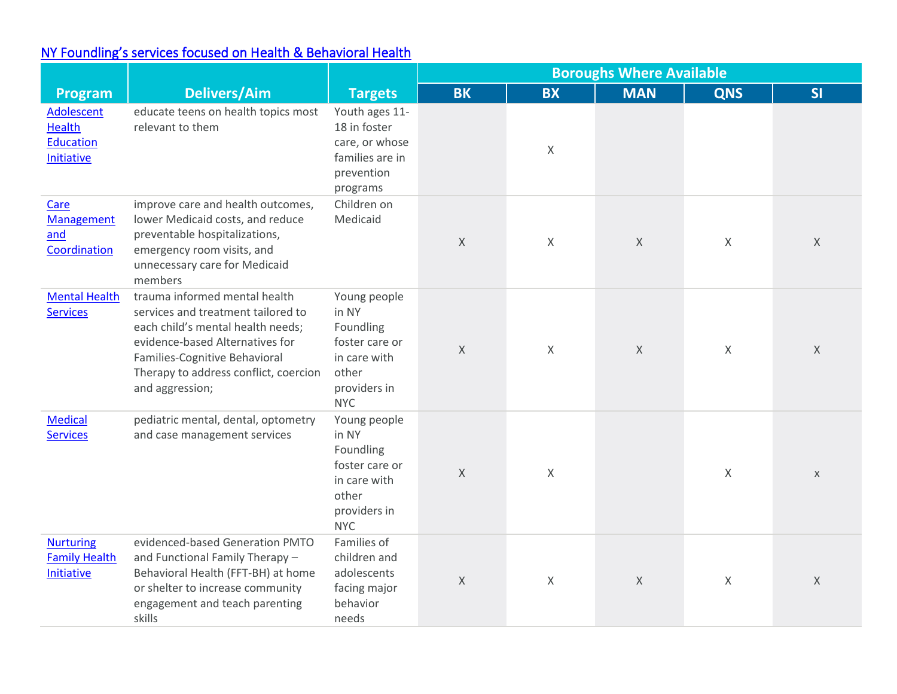## NY Foundling's services focused on Health & Behavioral Health

| Program | Delivers/Aim | Targets | Boroughs Where Available | | | | |
|---|---|---|---|---|---|---|---|
| | | | BK | BX | MAN | QNS | SI |
| Adolescent Health Education Initiative | educate teens on health topics most relevant to them | Youth ages 11-18 in foster care, or whose families are in prevention programs | | X | | | |
| Care Management and Coordination | improve care and health outcomes, lower Medicaid costs, and reduce preventable hospitalizations, emergency room visits, and unnecessary care for Medicaid members | Children on Medicaid | X | X | X | X | X |
| Mental Health Services | trauma informed mental health services and treatment tailored to each child's mental health needs; evidence-based Alternatives for Families-Cognitive Behavioral Therapy to address conflict, coercion and aggression; | Young people in NY Foundling foster care or in care with other providers in NYC | X | X | X | X | X |
| Medical Services | pediatric mental, dental, optometry and case management services | Young people in NY Foundling foster care or in care with other providers in NYC | X | X | | X | x |
| Nurturing Family Health Initiative | evidenced-based Generation PMTO and Functional Family Therapy – Behavioral Health (FFT-BH) at home or shelter to increase community engagement and teach parenting skills | Families of children and adolescents facing major behavior needs | X | X | X | X | X |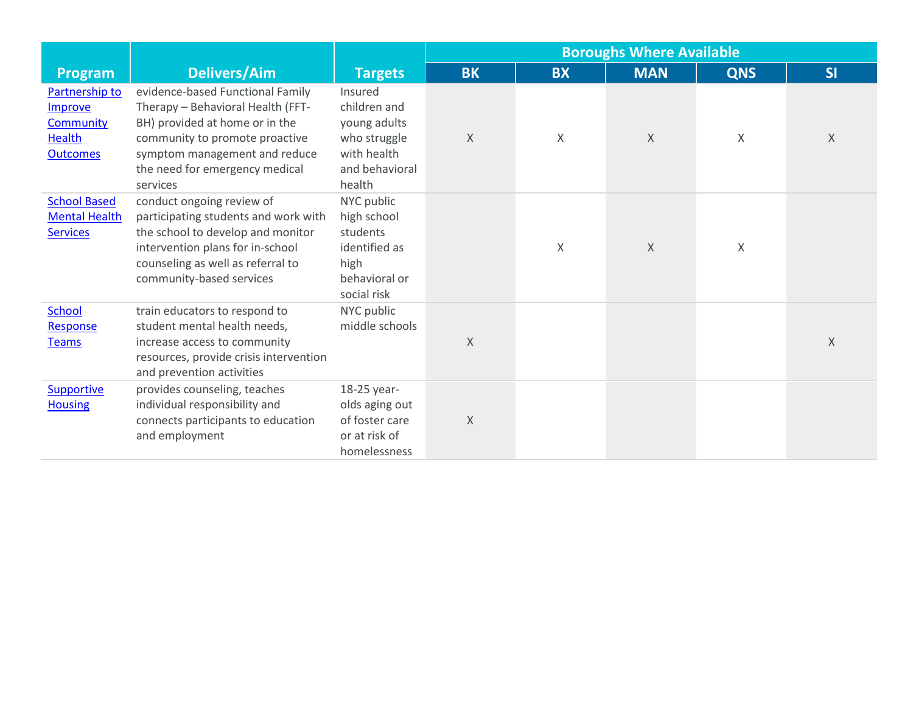| Program | Delivers/Aim | Targets | Boroughs Where Available | | | | |
|---|---|---|---|---|---|---|---|
| | | | BK | BX | MAN | QNS | SI |
| Partnership to Improve Community Health Outcomes | evidence-based Functional Family Therapy – Behavioral Health (FFT-BH) provided at home or in the community to promote proactive symptom management and reduce the need for emergency medical services | Insured children and young adults who struggle with health and behavioral health | X | X | X | X | X |
| School Based Mental Health Services | conduct ongoing review of participating students and work with the school to develop and monitor intervention plans for in-school counseling as well as referral to community-based services | NYC public high school students identified as high behavioral or social risk | | X | X | X | |
| School Response Teams | train educators to respond to student mental health needs, increase access to community resources, provide crisis intervention and prevention activities | NYC public middle schools | X | | | | X |
| Supportive Housing | provides counseling, teaches individual responsibility and connects participants to education and employment | 18-25 year-olds aging out of foster care or at risk of homelessness | X | | | | |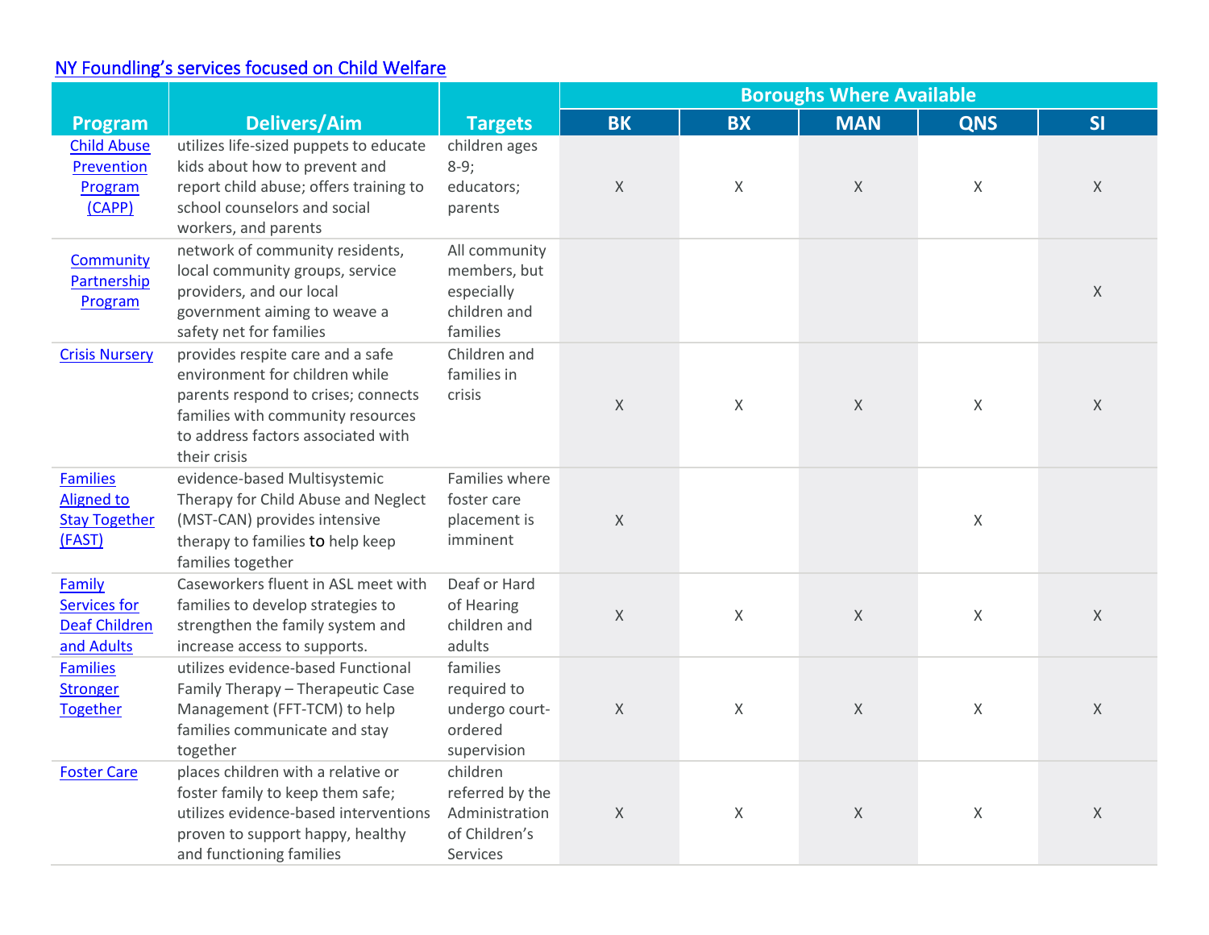## NY Foundling's services focused on Child Welfare

| Program | Delivers/Aim | Targets | Boroughs Where Available | | | | |
|---|---|---|---|---|---|---|---|
| | | | BK | BX | MAN | QNS | SI |
| Child Abuse Prevention Program (CAPP) | utilizes life-sized puppets to educate kids about how to prevent and report child abuse; offers training to school counselors and social workers, and parents | children ages 8-9; educators; parents | X | X | X | X | X |
| Community Partnership Program | network of community residents, local community groups, service providers, and our local government aiming to weave a safety net for families | All community members, but especially children and families | | | | | X |
| Crisis Nursery | provides respite care and a safe environment for children while parents respond to crises; connects families with community resources to address factors associated with their crisis | Children and families in crisis | X | X | X | X | X |
| Families Aligned to Stay Together (FAST) | evidence-based Multisystemic Therapy for Child Abuse and Neglect (MST-CAN) provides intensive therapy to families to help keep families together | Families where foster care placement is imminent | X | | | X | |
| Family Services for Deaf Children and Adults | Caseworkers fluent in ASL meet with families to develop strategies to strengthen the family system and increase access to supports. | Deaf or Hard of Hearing children and adults | X | X | X | X | X |
| Families Stronger Together | utilizes evidence-based Functional Family Therapy – Therapeutic Case Management (FFT-TCM) to help families communicate and stay together | families required to undergo court-ordered supervision | X | X | X | X | X |
| Foster Care | places children with a relative or foster family to keep them safe; utilizes evidence-based interventions proven to support happy, healthy and functioning families | children referred by the Administration of Children's Services | X | X | X | X | X |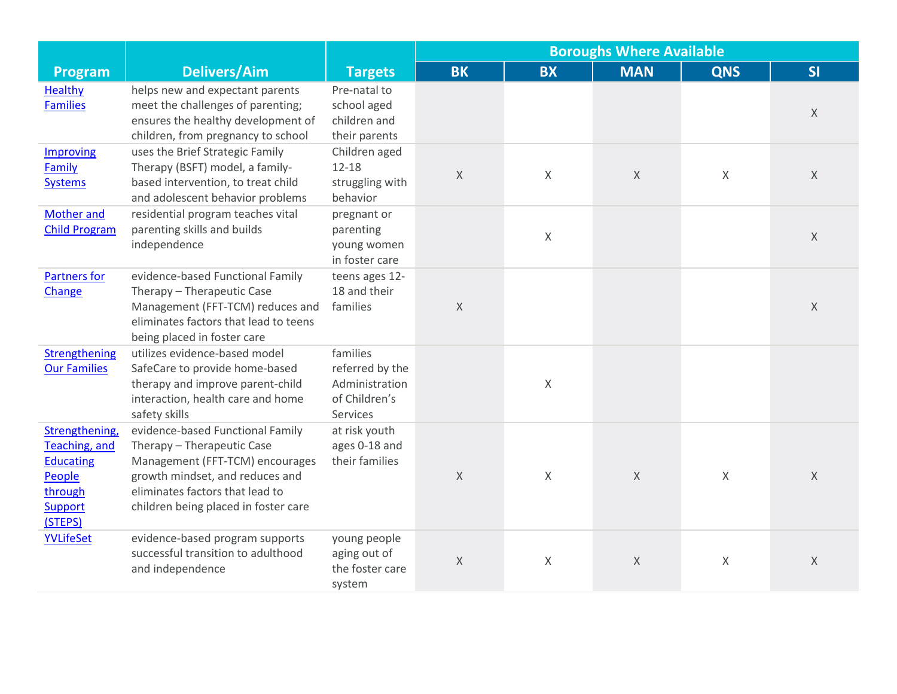| Program | Delivers/Aim | Targets | Boroughs Where Available | | | | |
|---|---|---|---|---|---|---|---|
| | | | BK | BX | MAN | QNS | SI |
| Healthy Families | helps new and expectant parents meet the challenges of parenting; ensures the healthy development of children, from pregnancy to school | Pre-natal to school aged children and their parents | | | | | X |
| Improving Family Systems | uses the Brief Strategic Family Therapy (BSFT) model, a family-based intervention, to treat child and adolescent behavior problems | Children aged 12-18 struggling with behavior | X | X | X | X | X |
| Mother and Child Program | residential program teaches vital parenting skills and builds independence | pregnant or parenting young women in foster care | | X | | | X |
| Partners for Change | evidence-based Functional Family Therapy – Therapeutic Case Management (FFT-TCM) reduces and eliminates factors that lead to teens being placed in foster care | teens ages 12-18 and their families | X | | | | X |
| Strengthening Our Families | utilizes evidence-based model SafeCare to provide home-based therapy and improve parent-child interaction, health care and home safety skills | families referred by the Administration of Children's Services | | X | | | |
| Strengthening, Teaching, and Educating People through Support (STEPS) | evidence-based Functional Family Therapy – Therapeutic Case Management (FFT-TCM) encourages growth mindset, and reduces and eliminates factors that lead to children being placed in foster care | at risk youth ages 0-18 and their families | X | X | X | X | X |
| YVLifeSet | evidence-based program supports successful transition to adulthood and independence | young people aging out of the foster care system | X | X | X | X | X |